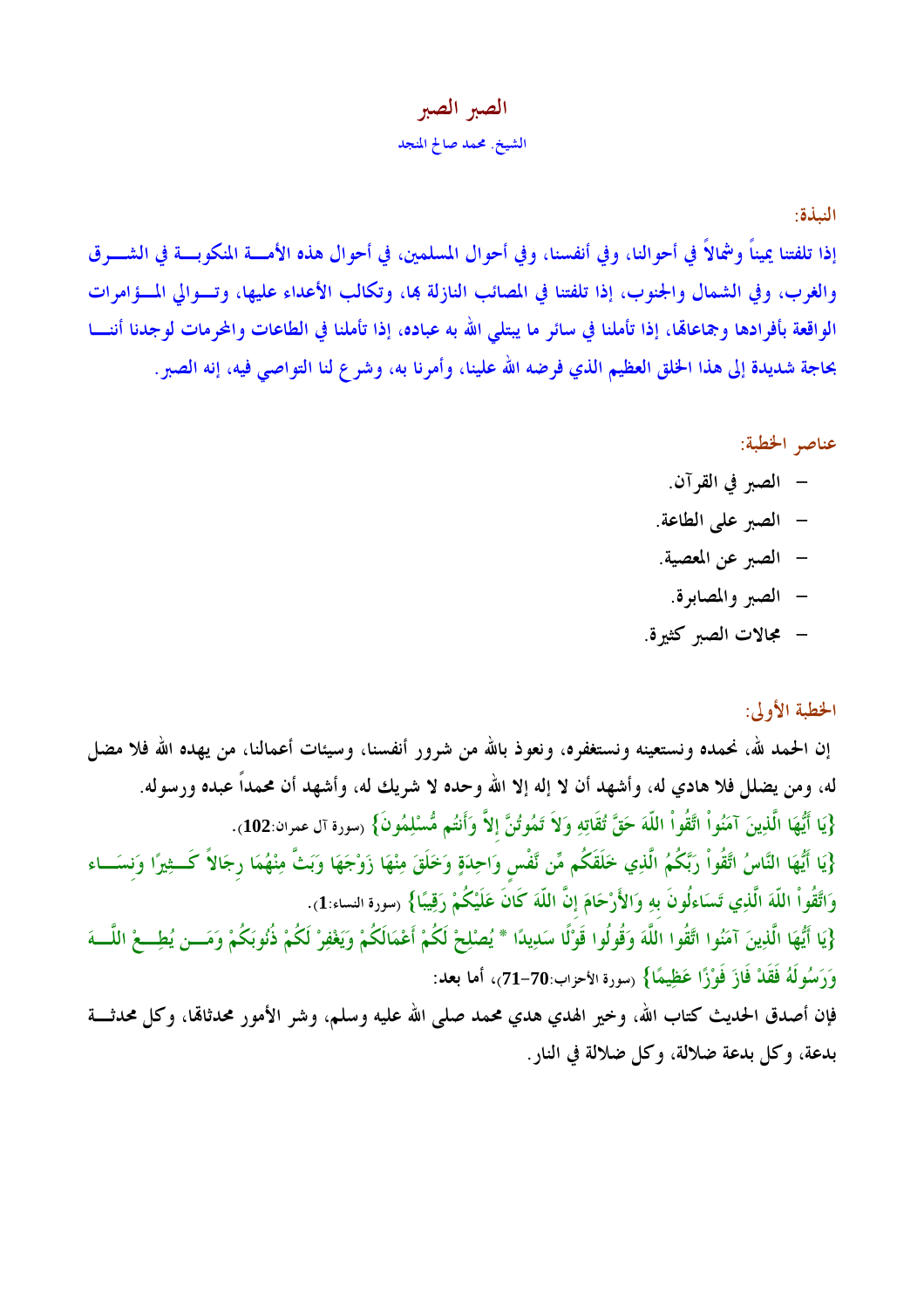# الصبر الصبر

الشيخ. محمد صالح المنجد

**النبذة:**

إذا تلفتنا يميناً وشمالاً في أحوالنا، وفي أنفسنا، وفي أحوال المسلمين، في أحوال هذه الأمة المنكوبة في الشرق والغرب، وفي الشمال والجنوب، إذا تلفتنا في المصائب النازلة بها، وتكالب الأعداء عليها، وتوالي المؤامرات الواقعة بأفرادها وجماعاتها، إذا تأملنا في سائر ما يبتلي الله به عباده، إذا تأملنا في الطاعات والمحرمات لوجدنا أننا بحاجة شديدة إلى هذا الخلق العظيم الذي فرضه الله علينا، وأمرنا به، وشرع لنا التواصي فيه، إنه الصبر.

**عناصر الخطبة:**

- الصبر في القرآن.
- الصبر على الطاعة.
- الصبر عن المعصية.
- الصبر والمصابرة.
- مجالات الصبر كثيرة.

**الخطبة الأولى:**

إن الحمد لله، نحمده ونستعينه ونستغفره، ونعوذ بالله من شرور أنفسنا، وسيئات أعمالنا، من يهده الله فلا مضل له، ومن يضلل فلا هادي له، وأشهد أن لا إله إلا الله وحده لا شريك له، وأشهد أن محمداً عبده ورسوله.

{يَا أَيُّهَا الَّذِينَ آمَنُواْ اتَّقُواْ اللّهَ حَقَّ تُقَاتِهِ وَلاَ تَمُوتُنَّ إِلاَّ وَأَنتُم مُّسْلِمُونَ} (سورة آل عمران:102).

{يَا أَيُّهَا النَّاسُ اتَّقُواْ رَبَّكُمُ الَّذِي خَلَقَكُم مِّن نَّفْسٍ وَاحِدَةٍ وَخَلَقَ مِنْهَا زَوْجَهَا وَبَثَّ مِنْهُمَا رِجَالاً كَثِيرًا وَنِسَاء وَاتَّقُواْ اللّهَ الَّذِي تَسَاءلُونَ بِهِ وَالأَرْحَامَ إِنَّ اللّهَ كَانَ عَلَيْكُمْ رَقِيبًا} (سورة النساء:1).

{يَا أَيُّهَا الَّذِينَ آمَنُوا اتَّقُوا اللَّهَ وَقُولُوا قَوْلًا سَدِيدًا * يُصْلِحْ لَكُمْ أَعْمَالَكُمْ وَيَغْفِرْ لَكُمْ ذُنُوبَكُمْ وَمَن يُطِعْ اللَّهَ وَرَسُولَهُ فَقَدْ فَازَ فَوْزًا عَظِيمًا} (سورة الأحزاب:70-71)، أما بعد:

فإن أصدق الحديث كتاب الله، وخير الهدي هدي محمد صلى الله عليه وسلم، وشر الأمور محدثاتها، وكل محدثة بدعة، وكل بدعة ضلالة، وكل ضلالة في النار.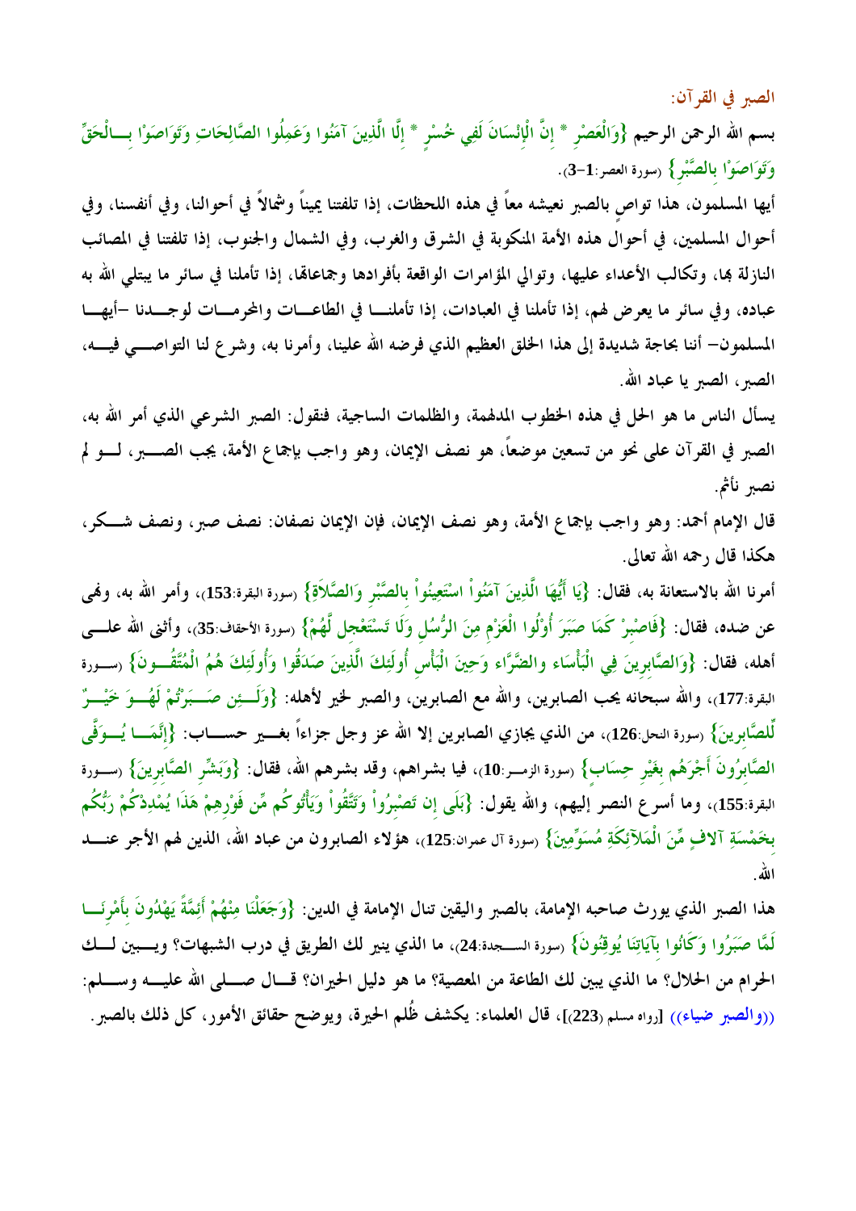## الصبر في القرآن:

بسم الله الرحمن الرحيم {وَالْعَصْرِ * إِنَّ الْإِنْسَانَ لَفِي خُسْرٍ * إِلَّا الَّذِينَ آمَنُوا وَعَمِلُوا الصَّالِحَاتِ وَتَوَاصَوْا بِالْحَقِّ وَتَوَاصَوْا بِالصَّبْرِ} (سورة العصر:1-3).

أيها المسلمون، هذا تواصٍ بالصبر نعيشه معاً في هذه اللحظات، إذا تلفتنا يميناً وشمالاً في أحوالنا، وفي أنفسنا، وفي أحوال المسلمين، في أحوال هذه الأمة المنكوبة في الشرق والغرب، وفي الشمال والجنوب، إذا تلفتنا في المصائب النازلة بها، وتكالب الأعداء عليها، وتوالي المؤامرات الواقعة بأفرادها وجماعاتها، إذا تأملنا في سائر ما يبتلي الله به عباده، وفي سائر ما يعرض لهم، إذا تأملنا في العبادات، إذا تأملنا في الطاعات والمحرمات لوجدنا -أيها المسلمون- أننا بحاجة شديدة إلى هذا الخلق العظيم الذي فرضه الله علينا، وأمرنا به، وشرع لنا التواصي فيه، الصبر، الصبر يا عباد الله.

يسأل الناس ما هو الحل في هذه الخطوب المدلهمة، والظلمات الساجية، فنقول: الصبر الشرعي الذي أمر الله به، الصبر في القرآن على نحو من تسعين موضعاً، هو نصف الإيمان، وهو واجب بإجماع الأمة، يجب الصبر، لو لم نصبر نأثم.

قال الإمام أحمد: وهو واجب بإجماع الأمة، وهو نصف الإيمان، فإن الإيمان نصفان: نصف صبر، ونصف شكر، هكذا قال رحمه الله تعالى.

أمرنا الله بالاستعانة به، فقال: {يَا أَيُّهَا الَّذِينَ آمَنُواْ اسْتَعِينُواْ بِالصَّبْرِ وَالصَّلاَةِ} (سورة البقرة:153)، وأمر الله به، ونهى عن ضده، فقال: {فَاصْبِرْ كَمَا صَبَرَ أُوْلُوا الْعَزْمِ مِنَ الرُّسُلِ وَلَا تَسْتَعْجِل لَّهُمْ} (سورة الأحقاف:35)، وأثنى الله على أهله، فقال: {وَالصَّابِرِينَ فِي الْبَأْسَاء والضَّرَّاء وَحِينَ الْبَأْسِ أُولَئِكَ الَّذِينَ صَدَقُوا وَأُولَئِكَ هُمُ الْمُتَّقُونَ} (سورة البقرة:177)، والله سبحانه يحب الصابرين، والله مع الصابرين، والصبر خير لأهله: {وَلَئِن صَبَرْتُمْ لَهُوَ خَيْرٌ لِّلصَّابِرينَ} (سورة النحل:126)، من الذي يجازي الصابرين إلا الله عز وجل جزاءً بغير حساب: {إِنَّمَا يُوَفَّى الصَّابِرُونَ أَجْرَهُم بِغَيْرِ حِسَابٍ} (سورة الزمر:10)، فيا بشراهم، وقد بشرهم الله، فقال: {وَبَشِّرِ الصَّابِرِينَ} (سورة البقرة:155)، وما أسرع النصر إليهم، والله يقول: {بَلَى إِن تَصْبِرُواْ وَتَتَّقُواْ وَيَأْتُوكُم مِّن فَوْرِهِمْ هَذَا يُمْدِدْكُمْ رَبُّكُم بِخَمْسَةِ آلافٍ مِّنَ الْمَلآئِكَةِ مُسَوِّمِينَ} (سورة آل عمران:125)، هؤلاء الصابرون من عباد الله، الذين لهم الأجر عند الله.

هذا الصبر الذي يورث صاحبه الإمامة، بالصبر واليقين تنال الإمامة في الدين: {وَجَعَلْنَا مِنْهُمْ أَئِمَّةً يَهْدُونَ بِأَمْرِنَا لَمَّا صَبَرُوا وَكَانُوا بِآيَاتِنَا يُوقِنُونَ} (سورة السجدة:24)، ما الذي ينير لك الطريق في درب الشبهات؟ ويبين لك الحرام من الحلال؟ ما الذي يبين لك الطاعة من المعصية؟ ما هو دليل الحيران؟ قال صلى الله عليه وسلم: ((والصبر ضياء)) [رواه مسلم (223)]، قال العلماء: يكشف ظُلم الحيرة، ويوضح حقائق الأمور، كل ذلك بالصبر.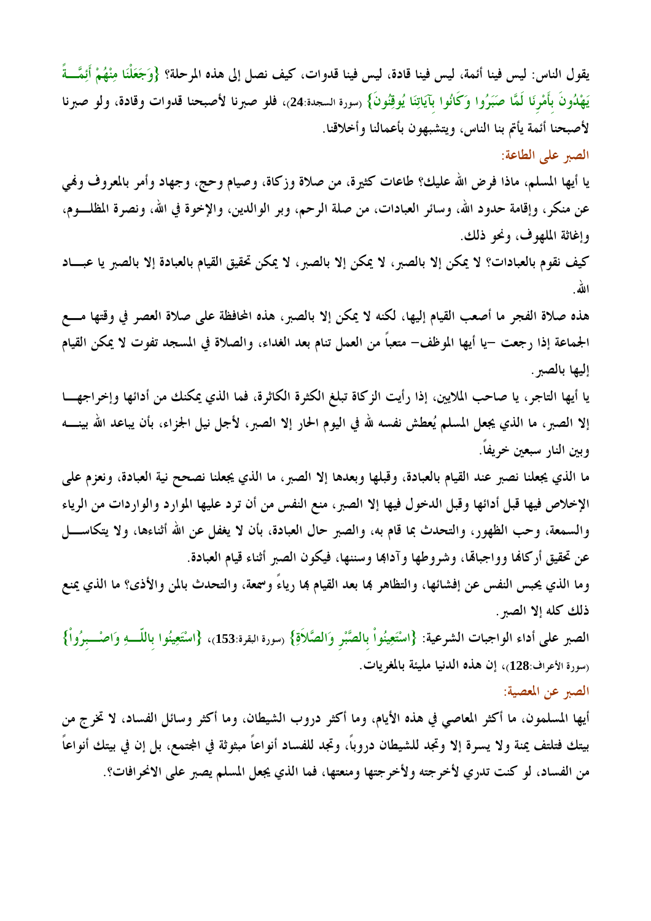يقول الناس: ليس فينا أئمة، ليس فينا قادة، ليس فينا قدوات، كيف نصل إلى هذه المرحلة؟ {وَجَعَلْنَا مِنْهُمْ أَئِمَّةً يَهْدُونَ بِأَمْرِنَا لَمَّا صَبَرُوا وَكَانُوا بِآيَاتِنَا يُوقِنُونَ} (سورة السجدة:24)، فلو صبرنا لأصبحنا قدوات وقادة، ولو صبرنا لأصبحنا أئمة يأتم بنا الناس، ويتشبهون بأعمالنا وأخلاقنا.

### الصبر على الطاعة:

يا أيها المسلم، ماذا فرض الله عليك؟ طاعات كثيرة، من صلاة وزكاة، وصيام وحج، وجهاد وأمر بالمعروف ونهي عن منكر، وإقامة حدود الله، وسائر العبادات، من صلة الرحم، وبر الوالدين، والإخوة في الله، ونصرة المظلوم، وإغاثة الملهوف، ونحو ذلك.

كيف نقوم بالعبادات؟ لا يمكن إلا بالصبر، لا يمكن إلا بالصبر، لا يمكن تحقيق القيام بالعبادة إلا بالصبر يا عباد الله.

هذه صلاة الفجر ما أصعب القيام إليها، لكنه لا يمكن إلا بالصبر، هذه المحافظة على صلاة العصر في وقتها مع الجماعة إذا رجعت –يا أيها الموظف– متعباً من العمل تنام بعد الغداء، والصلاة في المسجد تفوت لا يمكن القيام إليها بالصبر.

يا أيها التاجر، يا صاحب الملايين، إذا رأيت الزكاة تبلغ الكثرة الكاثرة، فما الذي يمكنك من أدائها وإخراجها إلا الصبر، ما الذي يجعل المسلم يُعطش نفسه لله في اليوم الحار إلا الصبر، لأجل نيل الجزاء، بأن يباعد الله بينه وبين النار سبعين خريفاً.

ما الذي يجعلنا نصبر عند القيام بالعبادة، وقبلها وبعدها إلا الصبر، ما الذي يجعلنا نصحح نية العبادة، ونعزم على الإخلاص فيها قبل أدائها وقبل الدخول فيها إلا الصبر، منع النفس من أن ترد عليها الموارد والواردات من الرياء والسمعة، وحب الظهور، والتحدث بما قام به، والصبر حال العبادة، بأن لا يغفل عن الله أثناءها، ولا يتكاسل عن تحقيق أركانها وواجباتها، وشروطها وآدابها وسننها، فيكون الصبر أثناء قيام العبادة.

وما الذي يحبس النفس عن إفشائها، والتظاهر بها بعد القيام بها رياءً وسمعة، والتحدث بالمن والأذى؟ ما الذي يمنع ذلك كله إلا الصبر.

الصبر على أداء الواجبات الشرعية: {اسْتَعِينُواْ بِالصَّبْرِ وَالصَّلاَةِ} (سورة البقرة:153)، {اسْتَعِينُوا بِاللّهِ وَاصْبِرُواْ} (سورة الأعراف:128)، إن هذه الدنيا مليئة بالمغريات.

### الصبر عن المعصية:

أيها المسلمون، ما أكثر المعاصي في هذه الأيام، وما أكثر دروب الشيطان، وما أكثر وسائل الفساد، لا تخرج من بيتك فتلتف يمنة ولا يسرة إلا وتجد للشيطان دروباً، وتجد للفساد أنواعاً مبثوثة في المجتمع، بل إن في بيتك أنواعاً من الفساد، لو كنت تدري لأخرجته ولأخرجتها ومنعتها، فما الذي يجعل المسلم يصبر على الانحرافات؟.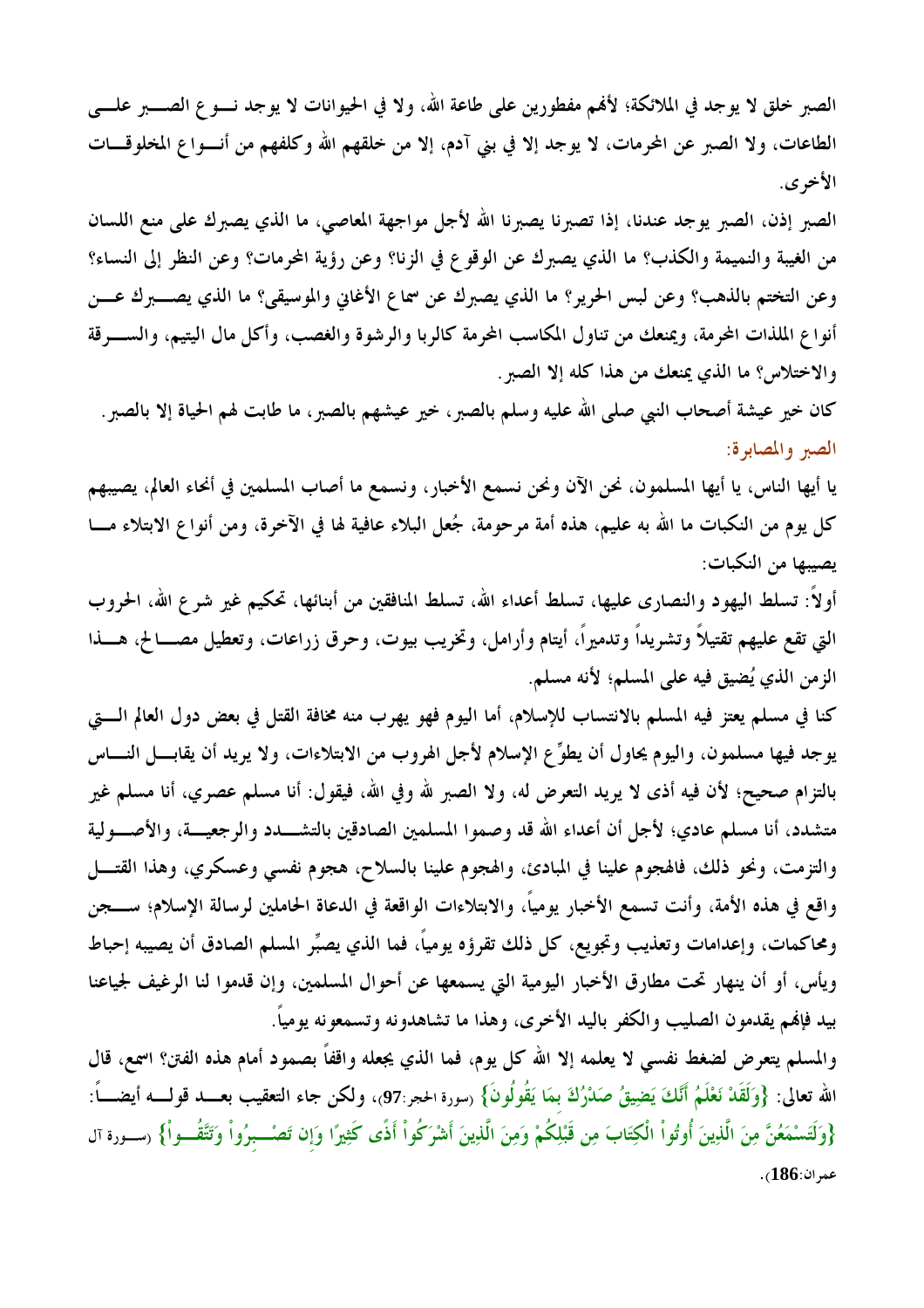الصبر خلق لا يوجد في الملائكة؛ لأنهم مفطورين على طاعة الله، ولا في الحيوانات لا يوجد نوع الصبر على الطاعات، ولا الصبر عن المحرمات، لا يوجد إلا في بني آدم، إلا من خلقهم الله وكلفهم من أنواع المخلوقات الأخرى.

الصبر إذن، الصبر يوجد عندنا، إذا تصبرنا يصبرنا الله لأجل مواجهة المعاصي، ما الذي يصبرك على منع اللسان من الغيبة والنميمة والكذب؟ ما الذي يصبرك عن الوقوع في الزنا؟ وعن رؤية المحرمات؟ وعن النظر إلى النساء؟ وعن التختم بالذهب؟ وعن لبس الحرير؟ ما الذي يصبرك عن سماع الأغاني والموسيقى؟ ما الذي يصبرك عن أنواع الملذات المحرمة، ويمنعك من تناول المكاسب المحرمة كالربا والرشوة والغصب، وأكل مال اليتيم، والسرقة والاختلاس؟ ما الذي يمنعك من هذا كله إلا الصبر.

كان خير عيشة أصحاب النبي صلى الله عليه وسلم بالصبر، خير عيشهم بالصبر، ما طابت لهم الحياة إلا بالصبر.

**الصبر والمصابرة:**

يا أيها الناس، يا أيها المسلمون، نحن الآن ونحن نسمع الأخبار، ونسمع ما أصاب المسلمين في أنحاء العالم، يصيبهم كل يوم من النكبات ما الله به عليم، هذه أمة مرحومة، جُعل البلاء عافية لها في الآخرة، ومن أنواع الابتلاء ما يصيبها من النكبات:

أولاً: تسلط اليهود والنصارى عليها، تسلط أعداء الله، تسلط المنافقين من أبنائها، تحكيم غير شرع الله، الحروب التي تقع عليهم تقتيلاً وتشريداً وتدميراً، أيتام وأرامل، وتخريب بيوت، وحرق زراعات، وتعطيل مصالح، هذا الزمن الذي يُضيق فيه على المسلم؛ لأنه مسلم.

كنا في مسلم يعتز فيه المسلم بالانتساب للإسلام، أما اليوم فهو يهرب منه مخافة القتل في بعض دول العالم التي يوجد فيها مسلمون، واليوم يحاول أن يطوِّع الإسلام لأجل الهروب من الابتلاءات، ولا يريد أن يقابل الناس بالتزام صحيح؛ لأن فيه أذى لا يريد التعرض له، ولا الصبر لله وفي الله، فيقول: أنا مسلم عصري، أنا مسلم غير متشدد، أنا مسلم عادي؛ لأجل أن أعداء الله قد وصموا المسلمين الصادقين بالتشدد والرجعية، والأصولية والتزمت، ونحو ذلك، فالهجوم علينا في المبادئ، والهجوم علينا بالسلاح، هجوم نفسي وعسكري، وهذا القتل واقع في هذه الأمة، وأنت تسمع الأخبار يومياً، والابتلاءات الواقعة في الدعاة الحاملين لرسالة الإسلام؛ سجن ومحاكمات، وإعدامات وتعذيب وتجويع، كل ذلك تقرؤه يومياً، فما الذي يصبِّر المسلم الصادق أن يصيبه إحباط ويأس، أو أن ينهار تحت مطارق الأخبار اليومية التي يسمعها عن أحوال المسلمين، وإن قدموا لنا الرغيف لجياعنا بيد فإنهم يقدمون الصليب والكفر باليد الأخرى، وهذا ما تشاهدونه وتسمعونه يومياً.

والمسلم يتعرض لضغط نفسي لا يعلمه إلا الله كل يوم، فما الذي يجعله واقفاً بصمود أمام هذه الفتن؟ اسمع، قال الله تعالى: **{وَلَقَدْ نَعْلَمُ أَنَّكَ يَضِيقُ صَدْرُكَ بِمَا يَقُولُونَ}** (سورة الحجر:97)، ولكن جاء التعقيب بعد قوله أيضاً: **{وَلَتَسْمَعُنَّ مِنَ الَّذِينَ أُوتُواْ الْكِتَابَ مِن قَبْلِكُمْ وَمِنَ الَّذِينَ أَشْرَكُواْ أَذًى كَثِيرًا وَإِن تَصْبِرُواْ وَتَتَّقُواْ}** (سورة آل عمران:186).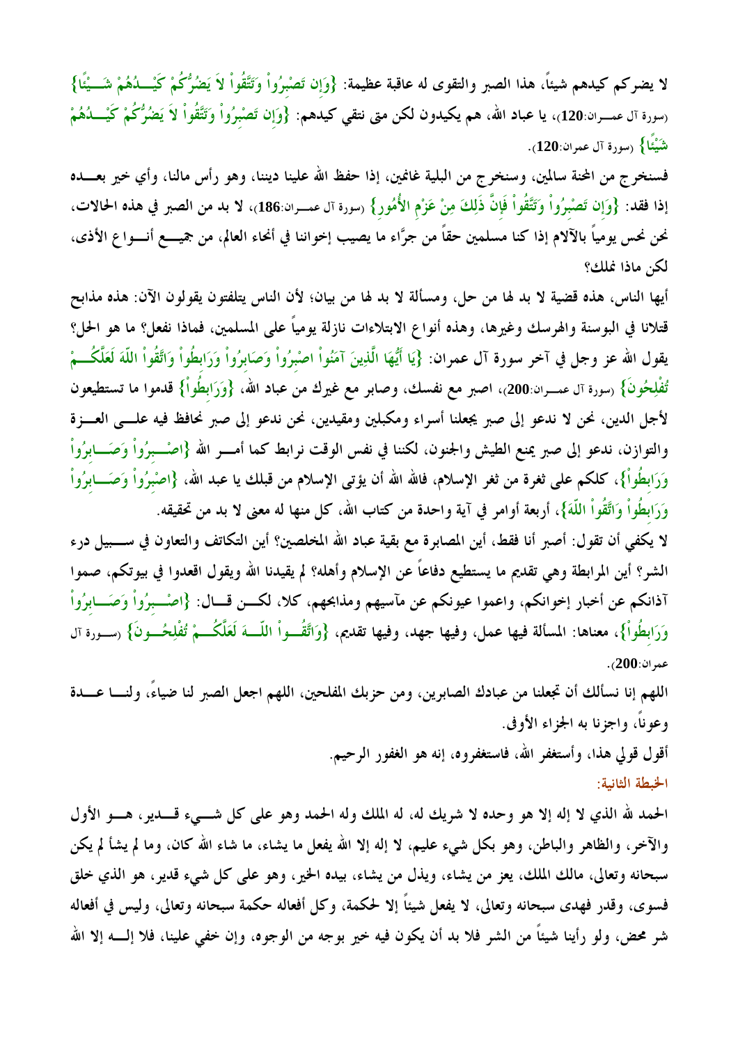لا يضركم كيدهم شيئاً، هذا الصبر والتقوى له عاقبة عظيمة: {وَإِن تَصْبِرُواْ وَتَتَّقُواْ لاَ يَضُرُّكُمْ كَيْدُهُمْ شَيْئًا} (سورة آل عمران:120)، يا عباد الله، هم يكيدون لكن متى نتقي كيدهم: {وَإِن تَصْبِرُواْ وَتَتَّقُواْ لاَ يَضُرُّكُمْ كَيْدُهُمْ شَيْئًا} (سورة آل عمران:120).

فسنخرج من المحنة سالمين، وسنخرج من البلية غانمين، إذا حفظ الله علينا ديننا، وهو رأس مالنا، وأي خير بعده إذا فقد: {وَإِن تَصْبِرُواْ وَتَتَّقُواْ فَإِنَّ ذَلِكَ مِنْ عَزْمِ الأُمُورِ} (سورة آل عمران:186)، لا بد من الصبر في هذه الحالات، نحن نحس يومياً بالآلام إذا كنا مسلمين حقاً من جرَّاء ما يصيب إخواننا في أنحاء العالم، من جميع أنواع الأذى، لكن ماذا نملك؟

أيها الناس، هذه قضية لا بد لها من حل، ومسألة لا بد لها من بيان؛ لأن الناس يتلفتون يقولون الآن: هذه مذابح قتلانا في البوسنة والهرسك وغيرها، وهذه أنواع الابتلاءات نازلة يومياً على المسلمين، فماذا نفعل؟ ما هو الحل؟ يقول الله عز وجل في آخر سورة آل عمران: {يَا أَيُّهَا الَّذِينَ آمَنُواْ اصْبِرُواْ وَصَابِرُواْ وَرَابِطُواْ وَاتَّقُواْ اللّهَ لَعَلَّكُمْ تُفْلِحُونَ} (سورة آل عمران:200)، اصبر مع نفسك، وصابر مع غيرك من عباد الله، {وَرَابِطُواْ} قدموا ما تستطيعون لأجل الدين، نحن لا ندعو إلى صبر يجعلنا أسراء ومكبلين ومقيدين، نحن ندعو إلى صبر نحافظ فيه على العزة والتوازن، ندعو إلى صبر يمنع الطيش والجنون، لكننا في نفس الوقت نرابط كما أمر الله {اصْبِرُواْ وَصَابِرُواْ وَرَابِطُواْ}، كلكم على ثغرة من ثغر الإسلام، فالله الله أن يؤتى الإسلام من قبلك يا عبد الله، {اصْبِرُواْ وَصَابِرُواْ وَرَابِطُواْ وَاتَّقُواْ اللّهَ}، أربعة أوامر في آية واحدة من كتاب الله، كل منها له معنى لا بد من تحقيقه.

لا يكفي أن تقول: أصبر أنا فقط، أين المصابرة مع بقية عباد الله المخلصين؟ أين التكاتف والتعاون في سبيل درء الشر؟ أين المرابطة وهي تقديم ما يستطيع دفاعاً عن الإسلام وأهله؟ لم يقيدنا الله ويقول اقعدوا في بيوتكم، صموا آذانكم عن أخبار إخوانكم، واعموا عيونكم عن مآسيهم ومذابحهم، كلا، لكن قال: {اصْبِرُواْ وَصَابِرُواْ وَرَابِطُواْ}، معناها: المسألة فيها عمل، وفيها جهد، وفيها تقديم، {وَاتَّقُواْ اللّهَ لَعَلَّكُمْ تُفْلِحُونَ} (سورة آل عمران:200).

اللهم إنا نسألك أن تجعلنا من عبادك الصابرين، ومن حزبك المفلحين، اللهم اجعل الصبر لنا ضياءً، ولنا عدة وعوناً، واجزنا به الجزاء الأوفى.

أقول قولي هذا، وأستغفر الله، فاستغفروه، إنه هو الغفور الرحيم.

## الخطبة الثانية:

الحمد لله الذي لا إله إلا هو وحده لا شريك له، له الملك وله الحمد وهو على كل شيء قدير، هو الأول والآخر، والظاهر والباطن، وهو بكل شيء عليم، لا إله إلا الله يفعل ما يشاء، ما شاء الله كان، وما لم يشأ لم يكن سبحانه وتعالى، مالك الملك، يعز من يشاء، ويذل من يشاء، بيده الخير، وهو على كل شيء قدير، هو الذي خلق فسوى، وقدر فهدى سبحانه وتعالى، لا يفعل شيئاً إلا لحكمة، وكل أفعاله حكمة سبحانه وتعالى، وليس في أفعاله شر محض، ولو رأينا شيئاً من الشر فلا بد أن يكون فيه خير بوجه من الوجوه، وإن خفي علينا، فلا إله إلا الله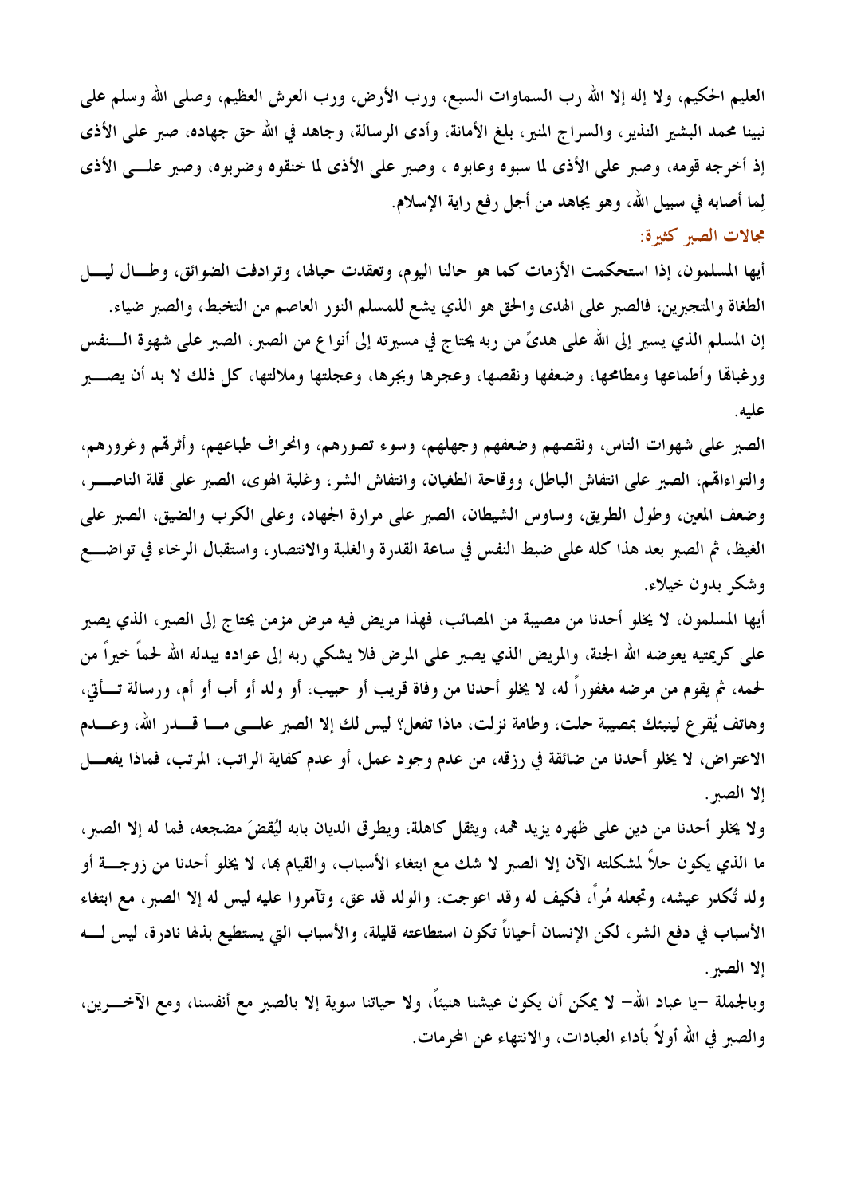العليم الحكيم، ولا إله إلا الله رب السماوات السبع، ورب الأرض، ورب العرش العظيم، وصلى الله وسلم على نبينا محمد البشير النذير، والسراج المنير، بلغ الأمانة، وأدى الرسالة، وجاهد في الله حق جهاده، صبر على الأذى إذ أخرجه قومه، وصبر على الأذى لما سبوه وعابوه ، وصبر على الأذى لما خنقوه وضربوه، وصبر على الأذى لِما أصابه في سبيل الله، وهو يجاهد من أجل رفع راية الإسلام.

## مجالات الصبر كثيرة:

أيها المسلمون، إذا استحكمت الأزمات كما هو حالنا اليوم، وتعقدت حبالها، وترادفت الضوائق، وطال ليل الطغاة والمتجبرين، فالصبر على الهدى والحق هو الذي يشع للمسلم النور العاصم من التخبط، والصبر ضياء.

إن المسلم الذي يسير إلى الله على هدىً من ربه يحتاج في مسيرته إلى أنواع من الصبر، الصبر على شهوة النفس ورغباتها وأطماعها ومطامحها، وضعفها ونقصها، وعجرها وبجرها، وعجلتها وملالتها، كل ذلك لا بد أن يصبر عليه.

الصبر على شهوات الناس، ونقصهم وضعفهم وجهلهم، وسوء تصورهم، وانحراف طباعهم، وأثرتهم وغرورهم، والتواءاتهم، الصبر على انتفاش الباطل، ووقاحة الطغيان، وانتفاش الشر، وغلبة الهوى، الصبر على قلة الناصر، وضعف المعين، وطول الطريق، وساوس الشيطان، الصبر على مرارة الجهاد، وعلى الكرب والضيق، الصبر على الغيظ، ثم الصبر بعد هذا كله على ضبط النفس في ساعة القدرة والغلبة والانتصار، واستقبال الرخاء في تواضع وشكر بدون خيلاء.

أيها المسلمون، لا يخلو أحدنا من مصيبة من المصائب، فهذا مريض فيه مرض مزمن يحتاج إلى الصبر، الذي يصبر على كريمتيه يعوضه الله الجنة، والمريض الذي يصبر على المرض فلا يشكي ربه إلى عواده يبدله الله لحماً خيراً من لحمه، ثم يقوم من مرضه مغفوراً له، لا يخلو أحدنا من وفاة قريب أو حبيب، أو ولد أو أب أو أم، ورسالة تأتي، وهاتف يُقرع لينبئك بمصيبة حلت، وطامة نزلت، ماذا تفعل؟ ليس لك إلا الصبر على ما قدر الله، وعدم الاعتراض، لا يخلو أحدنا من ضائقة في رزقه، من عدم وجود عمل، أو عدم كفاية الراتب، المرتب، فماذا يفعل إلا الصبر.

ولا يخلو أحدنا من دين على ظهره يزيد همه، ويثقل كاهلة، ويطرق الديان بابه ليُقضَ مضجعه، فما له إلا الصبر، ما الذي يكون حلاً لمشكلته الآن إلا الصبر لا شك مع ابتغاء الأسباب، والقيام بها، لا يخلو أحدنا من زوجة أو ولد تُكدر عيشه، وتجعله مُراً، فكيف له وقد اعوجت، والولد قد عق، وتآمروا عليه ليس له إلا الصبر، مع ابتغاء الأسباب في دفع الشر، لكن الإنسان أحياناً تكون استطاعته قليلة، والأسباب التي يستطيع بذلها نادرة، ليس له إلا الصبر.

وبالجملة –يا عباد الله– لا يمكن أن يكون عيشنا هنيئاً، ولا حياتنا سوية إلا بالصبر مع أنفسنا، ومع الآخرين، والصبر في الله أولاً بأداء العبادات، والانتهاء عن المحرمات.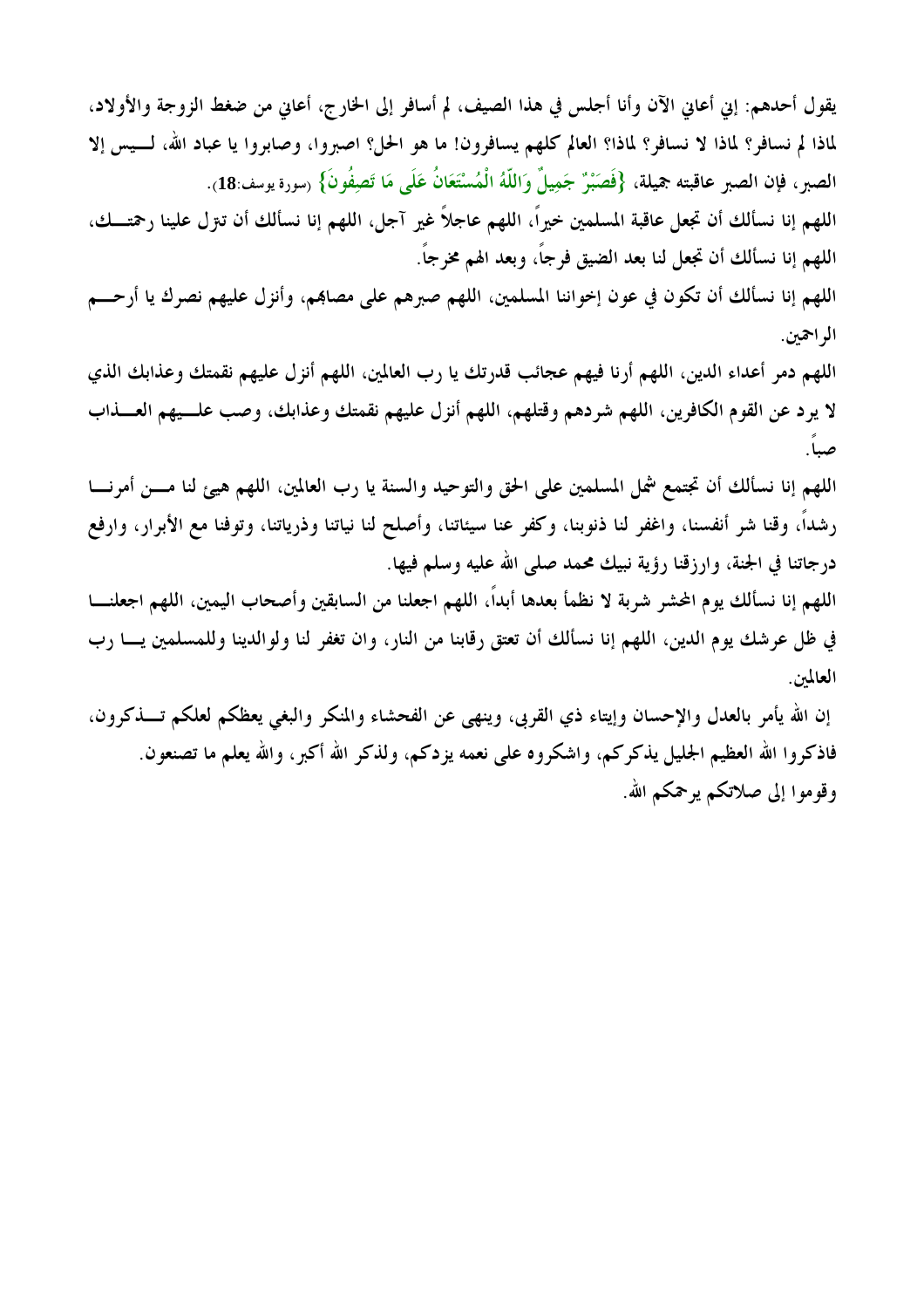يقول أحدهم: إني أعاني الآن وأنا أجلس في هذا الصيف، لم أسافر إلى الخارج، أعاني من ضغط الزوجة والأولاد، لماذا لم نسافر؟ لماذا لا نسافر؟ لماذا؟ العالم كلهم يسافرون! ما هو الحل؟ اصبروا، وصابروا يا عباد الله، ليس إلا الصبر، فإن الصبر عاقبته جميلة، **{فَصَبْرٌ جَمِيلٌ وَاللّهُ الْمُسْتَعَانُ عَلَى مَا تَصِفُونَ}** (سورة يوسف:**18**).

اللهم إنا نسألك أن تجعل عاقبة المسلمين خيراً، اللهم عاجلاً غير آجل، اللهم إنا نسألك أن تنزل علينا رحمتك، اللهم إنا نسألك أن تجعل لنا بعد الضيق فرجاً، وبعد الهم مخرجاً.

اللهم إنا نسألك أن تكون في عون إخواننا المسلمين، اللهم صبرهم على مصابهم، وأنزل عليهم نصرك يا أرحم الراحمين.

اللهم دمر أعداء الدين، اللهم أرنا فيهم عجائب قدرتك يا رب العالمين، اللهم أنزل عليهم نقمتك وعذابك الذي لا يرد عن القوم الكافرين، اللهم شردهم وقتلهم، اللهم أنزل عليهم نقمتك وعذابك، وصب عليهم العذاب صباً.

اللهم إنا نسألك أن تجتمع شمل المسلمين على الحق والتوحيد والسنة يا رب العالمين، اللهم هيئ لنا من أمرنا رشداً، وقنا شر أنفسنا، واغفر لنا ذنوبنا، وكفر عنا سيئاتنا، وأصلح لنا نياتنا وذرياتنا، وتوفنا مع الأبرار، وارفع درجاتنا في الجنة، وارزقنا رؤية نبيك محمد صلى الله عليه وسلم فيها.

اللهم إنا نسألك يوم المحشر شربة لا نظمأ بعدها أبداً، اللهم اجعلنا من السابقين وأصحاب اليمين، اللهم اجعلنا في ظل عرشك يوم الدين، اللهم إنا نسألك أن تعتق رقابنا من النار، وان تغفر لنا ولوالدينا وللمسلمين يا رب العالمين.

إن الله يأمر بالعدل والإحسان وإيتاء ذي القربى، وينهى عن الفحشاء والمنكر والبغي يعظكم لعلكم تذكرون، فاذكروا الله العظيم الجليل يذكركم، واشكروه على نعمه يزدكم، ولذكر الله أكبر، والله يعلم ما تصنعون.

وقوموا إلى صلاتكم يرحمكم الله.